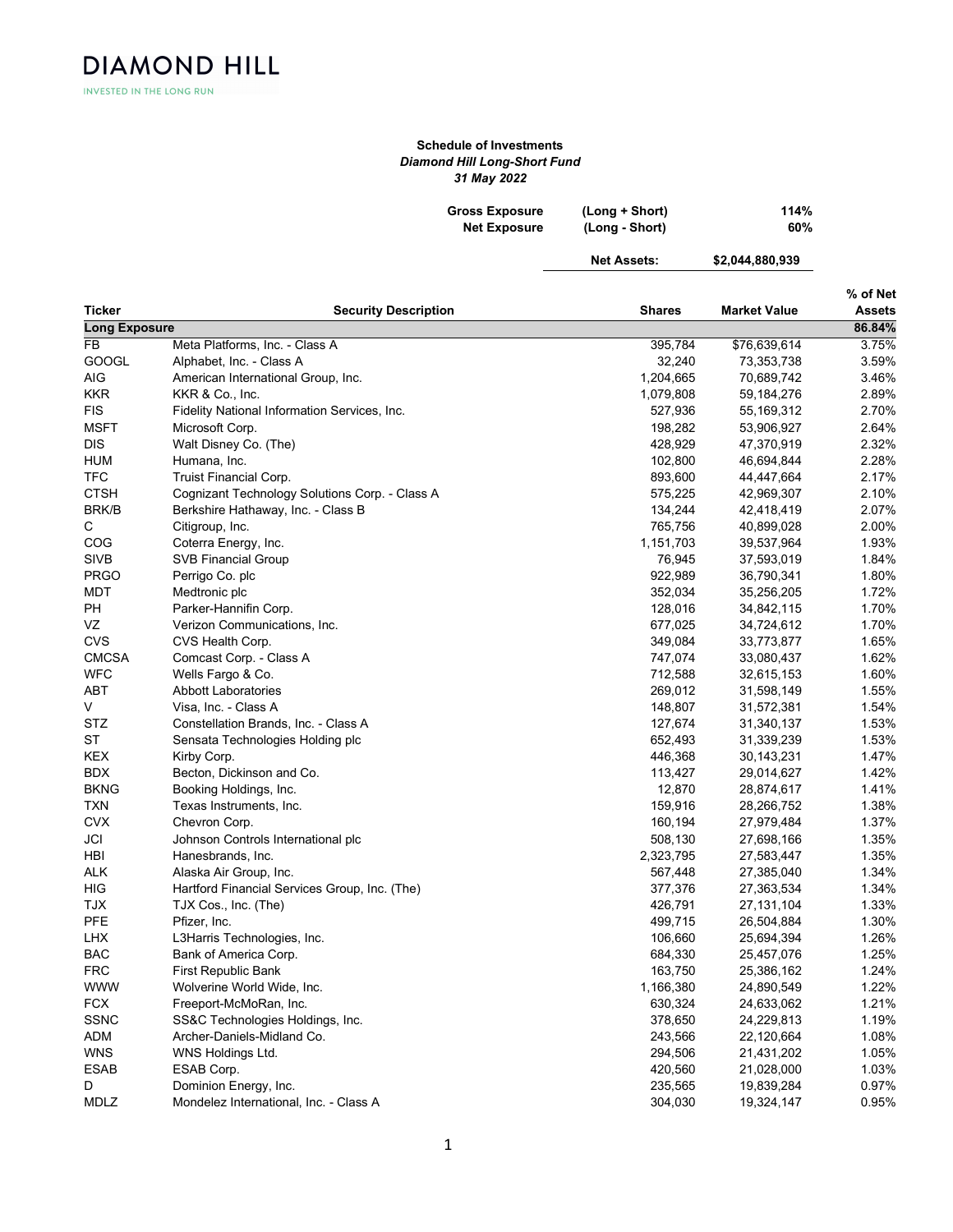DIAMOND HILL

INVESTED IN THE LONG RUN

**Schedule of Investments**
***Diamond Hill Long-Short Fund***
***31 May 2022***

| | | |
|---|---|---|
| **Gross Exposure** | **(Long + Short)** | **114%** |
| **Net Exposure** | **(Long - Short)** | **60%** |
| | **Net Assets:** | **$2,044,880,939** |

| Ticker | Security Description | Shares | Market Value | % of Net Assets |
|---|---|---|---|---|
| **Long Exposure** | | | | **86.84%** |
| FB | Meta Platforms, Inc. - Class A | 395,784 | $76,639,614 | 3.75% |
| GOOGL | Alphabet, Inc. - Class A | 32,240 | 73,353,738 | 3.59% |
| AIG | American International Group, Inc. | 1,204,665 | 70,689,742 | 3.46% |
| KKR | KKR & Co., Inc. | 1,079,808 | 59,184,276 | 2.89% |
| FIS | Fidelity National Information Services, Inc. | 527,936 | 55,169,312 | 2.70% |
| MSFT | Microsoft Corp. | 198,282 | 53,906,927 | 2.64% |
| DIS | Walt Disney Co. (The) | 428,929 | 47,370,919 | 2.32% |
| HUM | Humana, Inc. | 102,800 | 46,694,844 | 2.28% |
| TFC | Truist Financial Corp. | 893,600 | 44,447,664 | 2.17% |
| CTSH | Cognizant Technology Solutions Corp. - Class A | 575,225 | 42,969,307 | 2.10% |
| BRK/B | Berkshire Hathaway, Inc. - Class B | 134,244 | 42,418,419 | 2.07% |
| C | Citigroup, Inc. | 765,756 | 40,899,028 | 2.00% |
| COG | Coterra Energy, Inc. | 1,151,703 | 39,537,964 | 1.93% |
| SIVB | SVB Financial Group | 76,945 | 37,593,019 | 1.84% |
| PRGO | Perrigo Co. plc | 922,989 | 36,790,341 | 1.80% |
| MDT | Medtronic plc | 352,034 | 35,256,205 | 1.72% |
| PH | Parker-Hannifin Corp. | 128,016 | 34,842,115 | 1.70% |
| VZ | Verizon Communications, Inc. | 677,025 | 34,724,612 | 1.70% |
| CVS | CVS Health Corp. | 349,084 | 33,773,877 | 1.65% |
| CMCSA | Comcast Corp. - Class A | 747,074 | 33,080,437 | 1.62% |
| WFC | Wells Fargo & Co. | 712,588 | 32,615,153 | 1.60% |
| ABT | Abbott Laboratories | 269,012 | 31,598,149 | 1.55% |
| V | Visa, Inc. - Class A | 148,807 | 31,572,381 | 1.54% |
| STZ | Constellation Brands, Inc. - Class A | 127,674 | 31,340,137 | 1.53% |
| ST | Sensata Technologies Holding plc | 652,493 | 31,339,239 | 1.53% |
| KEX | Kirby Corp. | 446,368 | 30,143,231 | 1.47% |
| BDX | Becton, Dickinson and Co. | 113,427 | 29,014,627 | 1.42% |
| BKNG | Booking Holdings, Inc. | 12,870 | 28,874,617 | 1.41% |
| TXN | Texas Instruments, Inc. | 159,916 | 28,266,752 | 1.38% |
| CVX | Chevron Corp. | 160,194 | 27,979,484 | 1.37% |
| JCI | Johnson Controls International plc | 508,130 | 27,698,166 | 1.35% |
| HBI | Hanesbrands, Inc. | 2,323,795 | 27,583,447 | 1.35% |
| ALK | Alaska Air Group, Inc. | 567,448 | 27,385,040 | 1.34% |
| HIG | Hartford Financial Services Group, Inc. (The) | 377,376 | 27,363,534 | 1.34% |
| TJX | TJX Cos., Inc. (The) | 426,791 | 27,131,104 | 1.33% |
| PFE | Pfizer, Inc. | 499,715 | 26,504,884 | 1.30% |
| LHX | L3Harris Technologies, Inc. | 106,660 | 25,694,394 | 1.26% |
| BAC | Bank of America Corp. | 684,330 | 25,457,076 | 1.25% |
| FRC | First Republic Bank | 163,750 | 25,386,162 | 1.24% |
| WWW | Wolverine World Wide, Inc. | 1,166,380 | 24,890,549 | 1.22% |
| FCX | Freeport-McMoRan, Inc. | 630,324 | 24,633,062 | 1.21% |
| SSNC | SS&C Technologies Holdings, Inc. | 378,650 | 24,229,813 | 1.19% |
| ADM | Archer-Daniels-Midland Co. | 243,566 | 22,120,664 | 1.08% |
| WNS | WNS Holdings Ltd. | 294,506 | 21,431,202 | 1.05% |
| ESAB | ESAB Corp. | 420,560 | 21,028,000 | 1.03% |
| D | Dominion Energy, Inc. | 235,565 | 19,839,284 | 0.97% |
| MDLZ | Mondelez International, Inc. - Class A | 304,030 | 19,324,147 | 0.95% |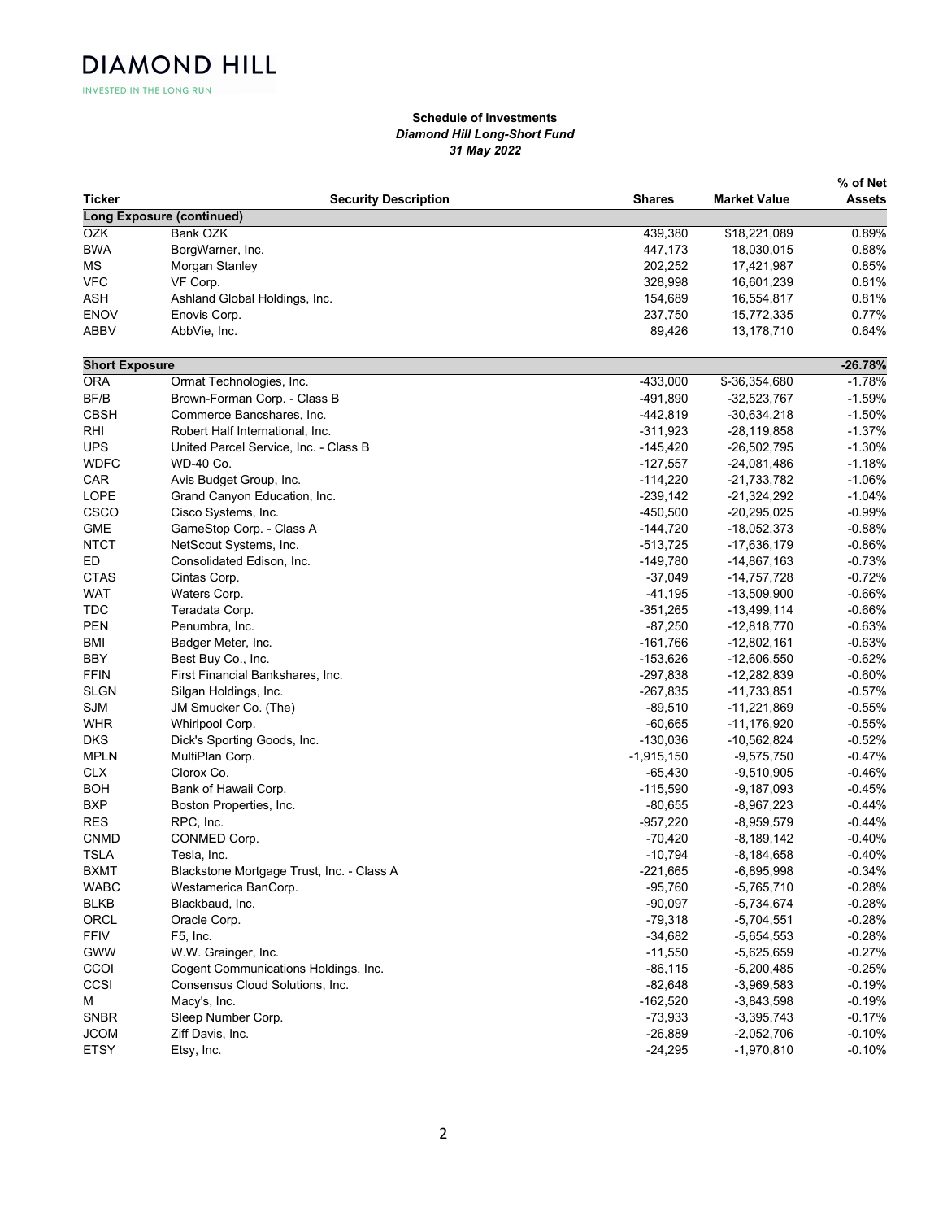**Schedule of Investments**
***Diamond Hill Long-Short Fund***
***31 May 2022***

| Ticker | Security Description | Shares | Market Value | % of Net Assets |
|---|---|---|---|---|
| **Long Exposure (continued)** | | | | |
| OZK | Bank OZK | 439,380 | $18,221,089 | 0.89% |
| BWA | BorgWarner, Inc. | 447,173 | 18,030,015 | 0.88% |
| MS | Morgan Stanley | 202,252 | 17,421,987 | 0.85% |
| VFC | VF Corp. | 328,998 | 16,601,239 | 0.81% |
| ASH | Ashland Global Holdings, Inc. | 154,689 | 16,554,817 | 0.81% |
| ENOV | Enovis Corp. | 237,750 | 15,772,335 | 0.77% |
| ABBV | AbbVie, Inc. | 89,426 | 13,178,710 | 0.64% |
| **Short Exposure** | | | | **-26.78%** |
| ORA | Ormat Technologies, Inc. | -433,000 | $-36,354,680 | -1.78% |
| BF/B | Brown-Forman Corp. - Class B | -491,890 | -32,523,767 | -1.59% |
| CBSH | Commerce Bancshares, Inc. | -442,819 | -30,634,218 | -1.50% |
| RHI | Robert Half International, Inc. | -311,923 | -28,119,858 | -1.37% |
| UPS | United Parcel Service, Inc. - Class B | -145,420 | -26,502,795 | -1.30% |
| WDFC | WD-40 Co. | -127,557 | -24,081,486 | -1.18% |
| CAR | Avis Budget Group, Inc. | -114,220 | -21,733,782 | -1.06% |
| LOPE | Grand Canyon Education, Inc. | -239,142 | -21,324,292 | -1.04% |
| CSCO | Cisco Systems, Inc. | -450,500 | -20,295,025 | -0.99% |
| GME | GameStop Corp. - Class A | -144,720 | -18,052,373 | -0.88% |
| NTCT | NetScout Systems, Inc. | -513,725 | -17,636,179 | -0.86% |
| ED | Consolidated Edison, Inc. | -149,780 | -14,867,163 | -0.73% |
| CTAS | Cintas Corp. | -37,049 | -14,757,728 | -0.72% |
| WAT | Waters Corp. | -41,195 | -13,509,900 | -0.66% |
| TDC | Teradata Corp. | -351,265 | -13,499,114 | -0.66% |
| PEN | Penumbra, Inc. | -87,250 | -12,818,770 | -0.63% |
| BMI | Badger Meter, Inc. | -161,766 | -12,802,161 | -0.63% |
| BBY | Best Buy Co., Inc. | -153,626 | -12,606,550 | -0.62% |
| FFIN | First Financial Bankshares, Inc. | -297,838 | -12,282,839 | -0.60% |
| SLGN | Silgan Holdings, Inc. | -267,835 | -11,733,851 | -0.57% |
| SJM | JM Smucker Co. (The) | -89,510 | -11,221,869 | -0.55% |
| WHR | Whirlpool Corp. | -60,665 | -11,176,920 | -0.55% |
| DKS | Dick's Sporting Goods, Inc. | -130,036 | -10,562,824 | -0.52% |
| MPLN | MultiPlan Corp. | -1,915,150 | -9,575,750 | -0.47% |
| CLX | Clorox Co. | -65,430 | -9,510,905 | -0.46% |
| BOH | Bank of Hawaii Corp. | -115,590 | -9,187,093 | -0.45% |
| BXP | Boston Properties, Inc. | -80,655 | -8,967,223 | -0.44% |
| RES | RPC, Inc. | -957,220 | -8,959,579 | -0.44% |
| CNMD | CONMED Corp. | -70,420 | -8,189,142 | -0.40% |
| TSLA | Tesla, Inc. | -10,794 | -8,184,658 | -0.40% |
| BXMT | Blackstone Mortgage Trust, Inc. - Class A | -221,665 | -6,895,998 | -0.34% |
| WABC | Westamerica BanCorp. | -95,760 | -5,765,710 | -0.28% |
| BLKB | Blackbaud, Inc. | -90,097 | -5,734,674 | -0.28% |
| ORCL | Oracle Corp. | -79,318 | -5,704,551 | -0.28% |
| FFIV | F5, Inc. | -34,682 | -5,654,553 | -0.28% |
| GWW | W.W. Grainger, Inc. | -11,550 | -5,625,659 | -0.27% |
| CCOI | Cogent Communications Holdings, Inc. | -86,115 | -5,200,485 | -0.25% |
| CCSI | Consensus Cloud Solutions, Inc. | -82,648 | -3,969,583 | -0.19% |
| M | Macy's, Inc. | -162,520 | -3,843,598 | -0.19% |
| SNBR | Sleep Number Corp. | -73,933 | -3,395,743 | -0.17% |
| JCOM | Ziff Davis, Inc. | -26,889 | -2,052,706 | -0.10% |
| ETSY | Etsy, Inc. | -24,295 | -1,970,810 | -0.10% |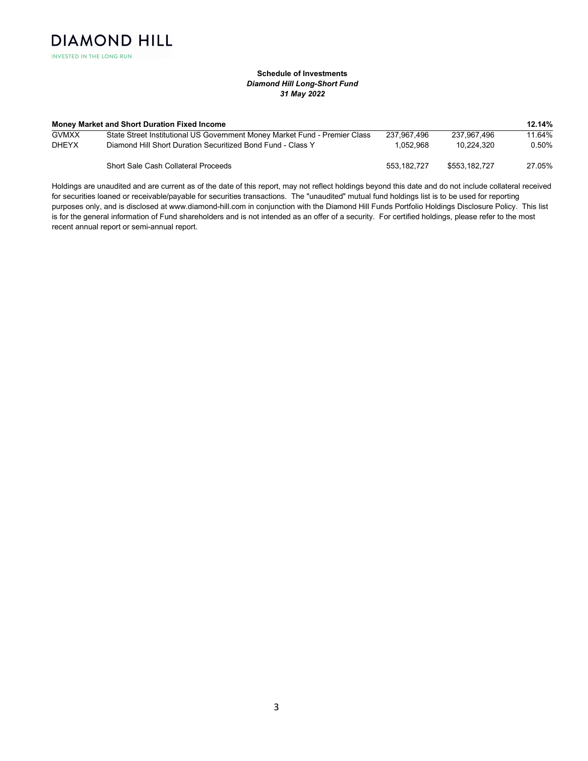**Schedule of Investments**
***Diamond Hill Long-Short Fund***
***31 May 2022***

| | | | | |
|---|---|---|---|---|
| **Money Market and Short Duration Fixed Income** | | | | **12.14%** |
| GVMXX | State Street Institutional US Government Money Market Fund - Premier Class | 237,967,496 | 237,967,496 | 11.64% |
| DHEYX | Diamond Hill Short Duration Securitized Bond Fund - Class Y | 1,052,968 | 10,224,320 | 0.50% |
| | Short Sale Cash Collateral Proceeds | 553,182,727 | $553,182,727 | 27.05% |

Holdings are unaudited and are current as of the date of this report, may not reflect holdings beyond this date and do not include collateral received for securities loaned or receivable/payable for securities transactions. The "unaudited" mutual fund holdings list is to be used for reporting purposes only, and is disclosed at www.diamond-hill.com in conjunction with the Diamond Hill Funds Portfolio Holdings Disclosure Policy. This list is for the general information of Fund shareholders and is not intended as an offer of a security. For certified holdings, please refer to the most recent annual report or semi-annual report.